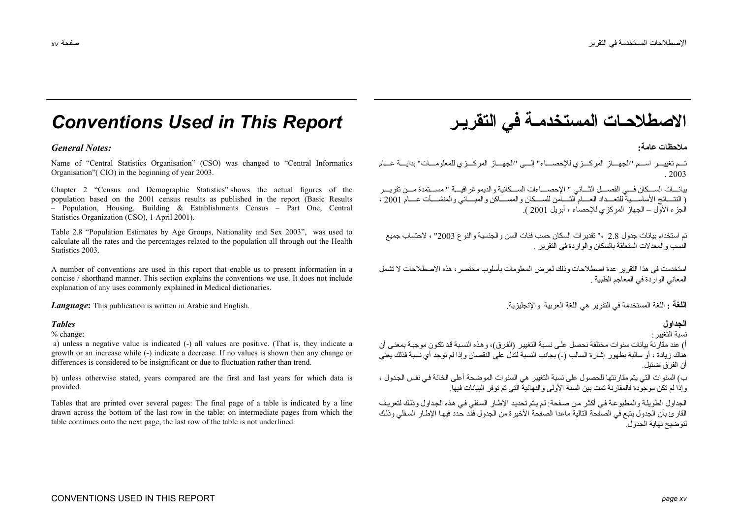# Conventions Used in This Report

### *General Notes:*

Name of “Central Statistics Organisation” (CSO) was changed to “Central Informatics Organisation”( CIO) in the beginning of year 2003.

Chapter 2 “Census and Demographic Statistics” shows the actual figures of the population based on the 2001 census results as published in the report (Basic Results – Population, Housing, Building & Establishments Census – Part One, Central Statistics Organization (CSO), 1 April 2001).

Table 2.8 “Population Estimates by Age Groups, Nationality and Sex 2003”, was used to calculate all the rates and the percentages related to the population all through out the Health Statistics 2003.

A number of conventions are used in this report that enable us to present information in a concise / shorthand manner. This section explains the conventions we use. It does not include explanation of any uses commonly explained in Medical dictionaries.

***Language*:** This publication is written in Arabic and English.

### *Tables*

% change:

a) unless a negative value is indicated (-) all values are positive. (That is, they indicate a growth or an increase while (-) indicate a decrease. If no values is shown then any change or differences is considered to be insignificant or due to fluctuation rather than trend.

b) unless otherwise stated, years compared are the first and last years for which data is provided.

Tables that are printed over several pages: The final page of a table is indicated by a line drawn across the bottom of the last row in the table: on intermediate pages from which the table continues onto the next page, the last row of the table is not underlined.

# الاصطلاحات المستخدمة في التقرير

### ملاحظات عامة:

تم تغيير اسم "الجهاز المركزي للإحصاء" إلى "الجهاز المركزي للمعلومات" بداية عام 2003 .

بيانات السكان في الفصل الثاني " الإحصاءات السكانية والديموغرافية " مستمدة من تقرير ( النتائج الأساسية للتعداد العام الثامن للسكان والمساكن والمباني والمنشآت عام 2001 ، الجزء الأول – الجهاز المركزي للإحصاء ، أبريل 2001 ).

تم استخدام بيانات جدول 2.8 ،" تقديرات السكان حسب فئات السن والجنسية والنوع 2003" ، لاحتساب جميع النسب والمعدلات المتعلقة بالسكان والواردة في التقرير .

استخدمت في هذا التقرير عدة اصطلاحات وذلك لعرض المعلومات بأسلوب مختصر، هذه الاصطلاحات لا تشمل المعاني الواردة في المعاجم الطبية .

**اللغة :** اللغة المستخدمة في التقرير هي اللغة العربية والإنجليزية.

### الجداول

نسبة التغيير:

أ) عند مقارنة بيانات سنوات مختلفة نحصل على نسبة التغيير (الفرق)، وهذه النسبة قد تكون موجبة بمعنى أن هناك زيادة ، أو سالبة بظهور إشارة السالب (-) بجانب النسبة لتدل على النقصان وإذا لم توجد أي نسبة فذلك يعني أن الفرق ضئيل.

ب) السنوات التي يتم مقارنتها للحصول على نسبة التغيير هي السنوات الموضحة أعلى الخانة في نفس الجدول ، وإذا لم تكن موجودة فالمقارنة تمت بين السنة الأولى والنهائية التي تم توفر البيانات فيها.

الجداول الطويلة والمطبوعة في أكثر من صفحة: لم يتم تحديد الإطار السفلي في هذه الجداول وذلك لتعريف القارئ بأن الجدول يتبع في الصفحة التالية ماعدا الصفحة الأخيرة من الجدول فقد حدد فيها الإطار السفلي وذلك لتوضيح نهاية الجدول.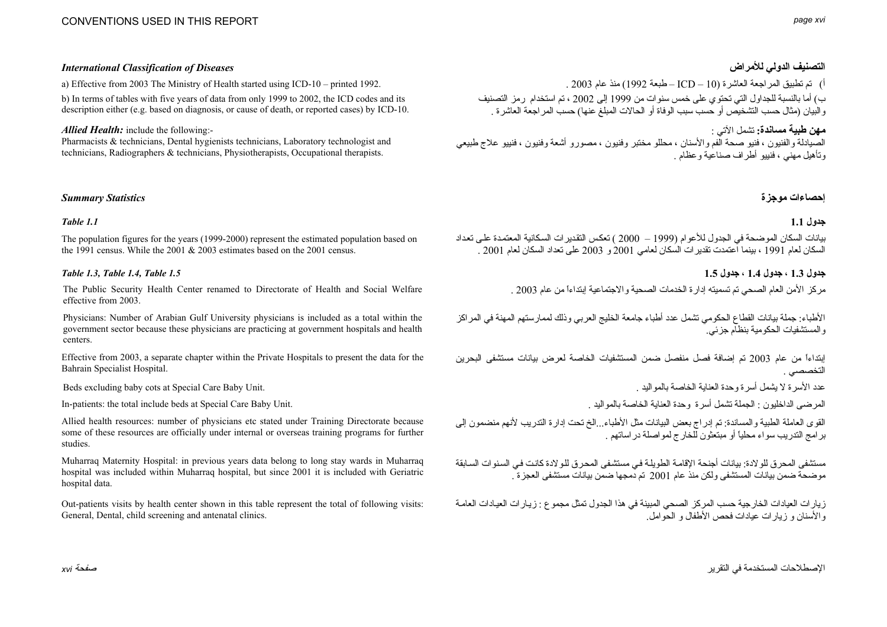### *International Classification of Diseases*

a) Effective from 2003 The Ministry of Health started using ICD-10 – printed 1992.

b) In terms of tables with five years of data from only 1999 to 2002, the ICD codes and its description either (e.g. based on diagnosis, or cause of death, or reported cases) by ICD-10.

***Allied Health:*** include the following:-
Pharmacists & technicians, Dental hygienists technicians, Laboratory technologist and technicians, Radiographers & technicians, Physiotherapists, Occupational therapists.

### **التصنيف الدولي للأمراض**

أ) تم تطبيق المراجعة العاشرة (ICD – 10 – طبعة 1992) منذ عام 2003 .

ب) أما بالنسبة للجداول التي تحتوي على خمس سنوات من 1999 إلى 2002 ، تم استخدام رمز التصنيف والبيان (مثال حسب التشخيص أو حسب سبب الوفاة أو الحالات المبلغ عنها) حسب المراجعة العاشرة .

**مهن طبية مساندة:** تشمل الآتي :
الصيادلة والفنيون ، فنيو صحة الفم والأسنان ، محللو مختبر وفنيون ، مصورو أشعة وفنيون ، فنييو علاج طبيعي وتأهيل مهني ، فنييو أطراف صناعية وعظام .

### *Summary Statistics*

***Table 1.1***

The population figures for the years (1999-2000) represent the estimated population based on the 1991 census. While the 2001 & 2003 estimates based on the 2001 census.

***Table 1.3, Table 1.4, Table 1.5***

The Public Security Health Center renamed to Directorate of Health and Social Welfare effective from 2003.

Physicians: Number of Arabian Gulf University physicians is included as a total within the government sector because these physicians are practicing at government hospitals and health centers.

Effective from 2003, a separate chapter within the Private Hospitals to present the data for the Bahrain Specialist Hospital.

Beds excluding baby cots at Special Care Baby Unit.

In-patients: the total include beds at Special Care Baby Unit.

Allied health resources: number of physicians etc stated under Training Directorate because some of these resources are officially under internal or overseas training programs for further studies.

Muharraq Maternity Hospital: in previous years data belong to long stay wards in Muharraq hospital was included within Muharraq hospital, but since 2001 it is included with Geriatric hospital data.

Out-patients visits by health center shown in this table represent the total of following visits: General, Dental, child screening and antenatal clinics.

### **إحصاءات موجزة**

**جدول 1.1**

بيانات السكان الموضحة في الجدول للأعوام (1999 – 2000 ) تعكس التقديرات السكانية المعتمدة على تعداد السكان لعام 1991 ، بينما أعتمدت تقديرات السكان لعامي 2001 و 2003 على تعداد السكان لعام 2001 .

**جدول 1.3 ، جدول 1.4 ، جدول 1.5**

مركز الأمن العام الصحي تم تسميته إدارة الخدمات الصحية والاجتماعية إبتداءاً من عام 2003 .

الأطباء: جملة بيانات القطاع الحكومي تشمل عدد أطباء جامعة الخليج العربي وذلك لممارستهم المهنة في المراكز والمستشفيات الحكومية بنظام جزئي.

إبتداءاً من عام 2003 تم إضافة فصل منفصل ضمن المستشفيات الخاصة لعرض بيانات مستشفى البحرين التخصصي .

عدد الأسرة لا يشمل أسرة وحدة العناية الخاصة بالمواليد .

المرضى الداخليون : الجملة تشمل أسرة وحدة العناية الخاصة بالمواليد .

القوى العاملة الطبية والمساندة: تم إدراج بعض البيانات مثل الأطباء...الخ تحت إدارة التدريب لأنهم منضمون إلى برامج التدريب سواء محلياً أو مبتعثون للخارج لمواصلة دراساتهم .

مستشفى المحرق للولادة: بيانات أجنحة الإقامة الطويلة في مستشفى المحرق للولادة كانت في السنوات السابقة موضحة ضمن بيانات المستشفى ولكن منذ عام 2001 تم دمجها ضمن بيانات مستشفى العجزة .

زيارات العيادات الخارجية حسب المركز الصحي المبينة في هذا الجدول تمثل مجموع : زيارات العيادات العامة والأسنان و زيارات عيادات فحص الأطفال و الحوامل.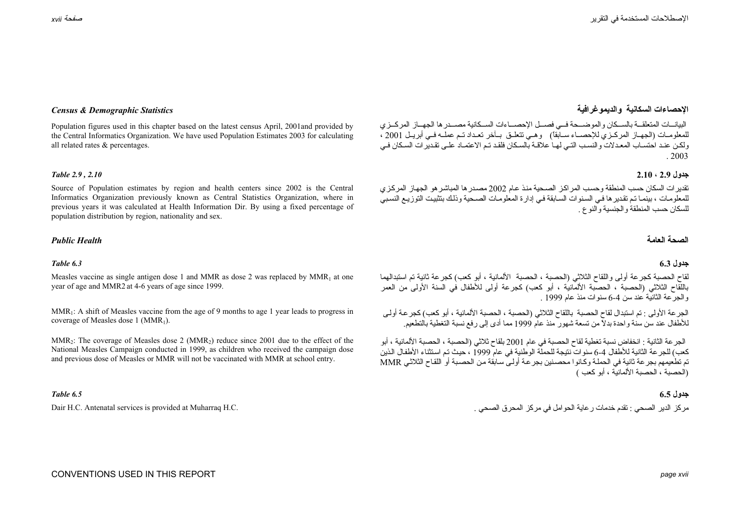## *Census & Demographic Statistics*

Population figures used in this chapter based on the latest census April, 2001and provided by the Central Informatics Organization. We have used Population Estimates 2003 for calculating all related rates & percentages.

## الإحصاءات السكانية والديموغرافية

البيانات المتعلقة بالسكان والموضحة في فصل الإحصاءات السكانية مصدرها الجهاز المركزي للمعلومات (الجهاز المركزي للإحصاء سابقاً) وهي تتعلق بآخر تعداد تم عمله في أبريل 2001 ، ولكن عند احتساب المعدلات والنسب التي لها علاقة بالسكان فلقد تم الاعتماد على تقديرات السكان في 2003 .

### *Table 2.9 , 2.10*

Source of Population estimates by region and health centers since 2002 is the Central Informatics Organization previously known as Central Statistics Organization, where in previous years it was calculated at Health Information Dir. By using a fixed percentage of population distribution by region, nationality and sex.

### جدول 2.9 ، 2.10

تقديرات السكان حسب المنطقة وحسب المراكز الصحية منذ عام 2002 مصدرها المباشرهو الجهاز المركزي للمعلومات ، بينما تم تقديرها في السنوات السابقة في إدارة المعلومات الصحية وذلك بتثبيت التوزيع النسبي للسكان حسب المنطقة والجنسية والنوع .

## *Public Health*

## الصحة العامة

### *Table 6.3*

Measles vaccine as single antigen dose 1 and MMR as dose 2 was replaced by $MMR_1$ at one year of age and MMR2 at 4-6 years of age since 1999.

$MMR_1$: A shift of Measles vaccine from the age of 9 months to age 1 year leads to progress in coverage of Measles dose 1 ($MMR_1$).

$MMR_2$: The coverage of Measles dose 2 ($MMR_2$) reduce since 2001 due to the effect of the National Measles Campaign conducted in 1999, as children who received the campaign dose and previous dose of Measles or MMR will not be vaccinated with MMR at school entry.

### جدول 6.3

لقاح الحصبة كجرعة أولى واللقاح الثلاثي (الحصبة ، الحصبة الألمانية ، أبو كعب) كجرعة ثانية تم استبدالهما باللقاح الثلاثي (الحصبة ، الحصبة الألمانية ، أبو كعب) كجرعة أولى للأطفال في السنة الأولى من العمر والجرعة الثانية عند سن 4-6 سنوات منذ عام 1999 .

الجرعة الأولى : تم استبدال لقاح الحصبة باللقاح الثلاثي (الحصبة ، الحصبة الألمانية ، أبو كعب) كجرعة أولى للأطفال عند سن سنة واحدة بدلاً من تسعة شهور منذ عام 1999 مما أدى إلى رفع نسبة التغطية بالتطعيم.

الجرعة الثانية : انخفاض نسبة تغطية لقاح الحصبة في عام 2001 بلقاح ثلاثي (الحصبة ، الحصبة الألمانية ، أبو كعب) للجرعة الثانية للأطفال 4-6 سنوات نتيجة للحملة الوطنية في عام 1999 ، حيث تم استثناء الأطفال الذين تم تطعيمهم بجرعة ثانية في الحملة وكانوا محصنين بجرعة أولى سابقة من الحصبة أو اللقاح الثلاثي MMR (الحصبة ، الحصبة الألمانية ، أبو كعب )

### *Table 6.5*

Dair H.C. Antenatal services is provided at Muharraq H.C.

### جدول 6.5

مركز الدير الصحي : تقدم خدمات رعاية الحوامل في مركز المحرق الصحي .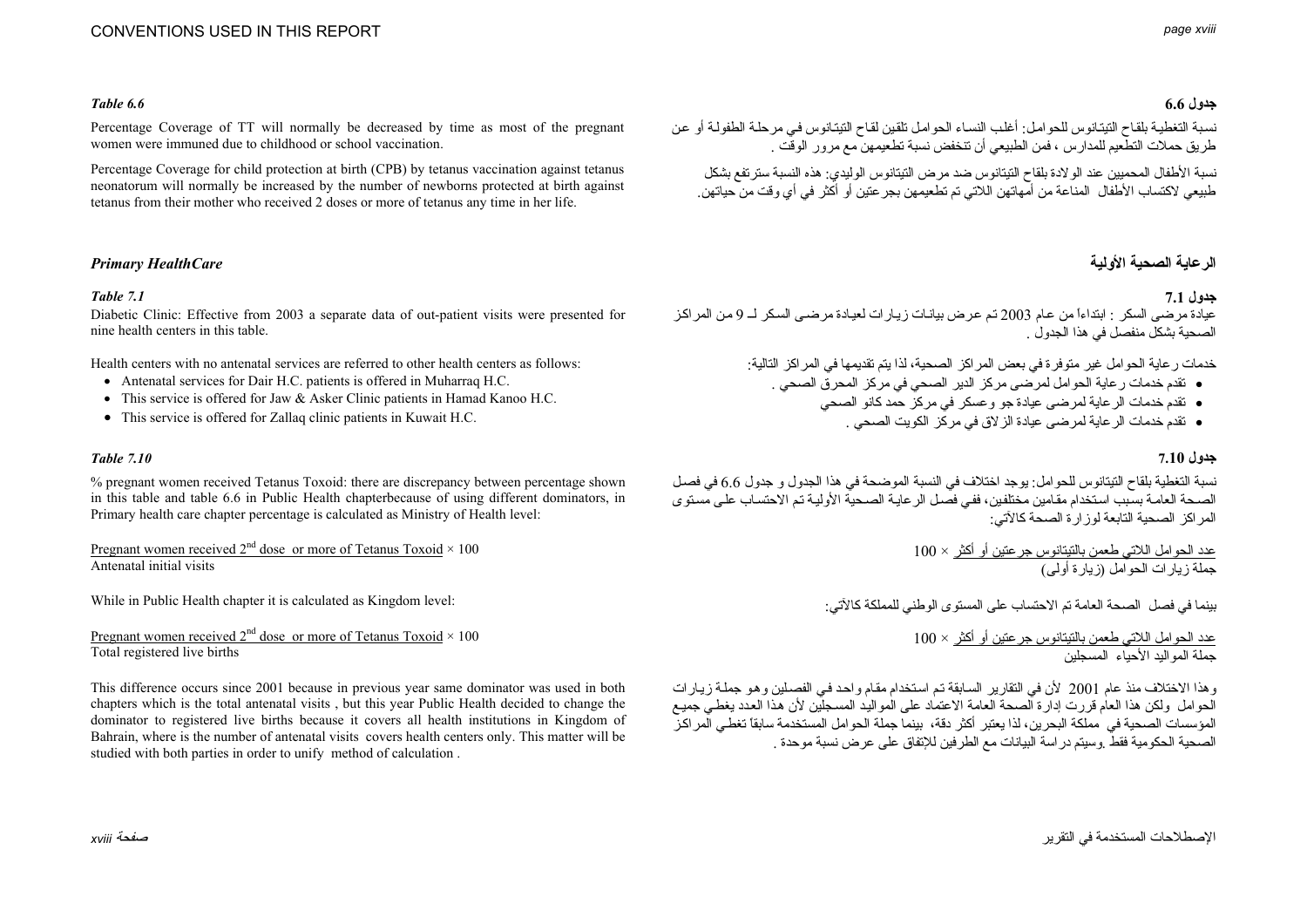### Table 6.6

Percentage Coverage of TT will normally be decreased by time as most of the pregnant women were immuned due to childhood or school vaccination.

Percentage Coverage for child protection at birth (CPB) by tetanus vaccination against tetanus neonatorum will normally be increased by the number of newborns protected at birth against tetanus from their mother who received 2 doses or more of tetanus any time in her life.

### جدول 6.6

نسبة التغطية بلقاح التيتانوس للحوامل: أغلب النساء الحوامل تلقين لقاح التيتانوس في مرحلة الطفولة أو عن طريق حملات التطعيم للمدارس ، فمن الطبيعي أن تنخفض نسبة تطعيمهن مع مرور الوقت .

نسبة الأطفال المحميين عند الولادة بلقاح التيتانوس ضد مرض التيتانوس الوليدي: هذه النسبة سترتفع بشكل طبيعي لاكتساب الأطفال المناعة من أمهاتهن اللاتي تم تطعيمهن بجرعتين أو أكثر في أي وقت من حياتهن.

## Primary HealthCare

## الرعاية الصحية الأولية

### Table 7.1

Diabetic Clinic: Effective from 2003 a separate data of out-patient visits were presented for nine health centers in this table.

Health centers with no antenatal services are referred to other health centers as follows:

- Antenatal services for Dair H.C. patients is offered in Muharraq H.C.
- This service is offered for Jaw & Asker Clinic patients in Hamad Kanoo H.C.
- This service is offered for Zallaq clinic patients in Kuwait H.C.

### جدول 7.1

عيادة مرضى السكر : ابتداءاً من عام 2003 تم عرض بيانات زيارات لعيادة مرضى السكر لـ 9 من المراكز الصحية بشكل منفصل في هذا الجدول .

خدمات رعاية الحوامل غير متوفرة في بعض المراكز الصحية، لذا يتم تقديمها في المراكز التالية:

- تقدم خدمات رعاية الحوامل لمرضى مركز الدير الصحي في مركز المحرق الصحي .
- تقدم خدمات الرعاية لمرضى عيادة جو وعسكر في مركز حمد كانو الصحي
- تقدم خدمات الرعاية لمرضى عيادة الزلاق في مركز الكويت الصحي .

### Table 7.10

% pregnant women received Tetanus Toxoid: there are discrepancy between percentage shown in this table and table 6.6 in Public Health chapterbecause of using different dominators, in Primary health care chapter percentage is calculated as Ministry of Health level:

$$\frac{\text{Pregnant women received } 2^{nd} \text{ dose or more of Tetanus Toxoid}}{\text{Antenatal initial visits}} \times 100$$

While in Public Health chapter it is calculated as Kingdom level:

$$\frac{\text{Pregnant women received } 2^{nd} \text{ dose or more of Tetanus Toxoid}}{\text{Total registered live births}} \times 100$$

This difference occurs since 2001 because in previous year same dominator was used in both chapters which is the total antenatal visits , but this year Public Health decided to change the dominator to registered live births because it covers all health institutions in Kingdom of Bahrain, where is the number of antenatal visits covers health centers only. This matter will be studied with both parties in order to unify method of calculation .

### جدول 7.10

نسبة التغطية بلقاح التيتانوس للحوامل: يوجد اختلاف في النسبة الموضحة في هذا الجدول و جدول 6.6 في فصل الصحة العامة بسبب استخدام مقامين مختلفين، ففي فصل الرعاية الصحية الأولية تم الاحتساب على مستوى المراكز الصحية التابعة لوزارة الصحة كالآتي:

عدد الحوامل اللاتي طعمن بالتيتانوس جرعتين أو أكثر × 100
جملة زيارات الحوامل (زيارة أولى)

بينما في فصل الصحة العامة تم الاحتساب على المستوى الوطني للمملكة كالآتي:

عدد الحوامل اللاتي طعمن بالتيتانوس جرعتين أو أكثر × 100
جملة المواليد الأحياء المسجلين

وهذا الاختلاف منذ عام 2001 لأن في التقارير السابقة تم استخدام مقام واحد في الفصلين وهو جملة زيارات الحوامل ولكن هذا العام قررت إدارة الصحة العامة الاعتماد على المواليد المسجلين لأن هذا العدد يغطي جميع المؤسسات الصحية في مملكة البحرين، لذا يعتبر أكثر دقة، بينما جملة الحوامل المستخدمة سابقاً تغطي المراكز الصحية الحكومية فقط .وسيتم دراسة البيانات مع الطرفين للإتفاق على عرض نسبة موحدة .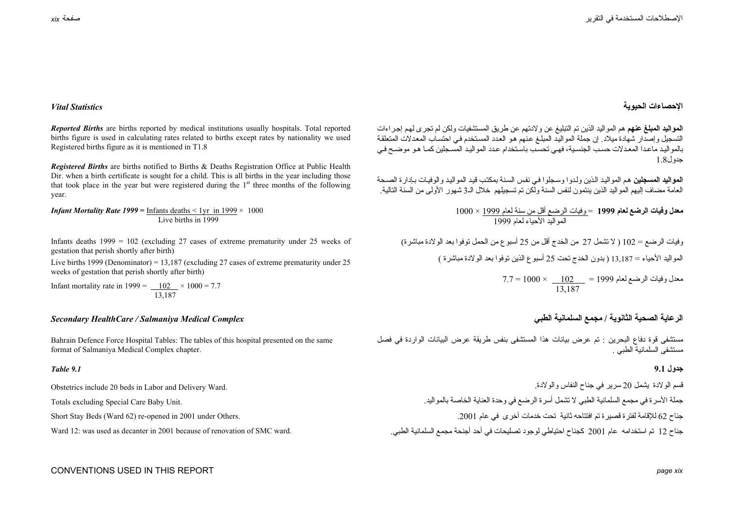## Vital Statistics

***Reported Births*** are births reported by medical institutions usually hospitals. Total reported births figure is used in calculating rates related to births except rates by nationality we used Registered births figure as it is mentioned in T1.8

***Registered Births*** are births notified to Births & Deaths Registration Office at Public Health Dir. when a birth certificate is sought for a child. This is all births in the year including those that took place in the year but were registered during the 1st three months of the following year.

***Infant Mortality Rate 1999*** $= \frac{\text{Infants deaths} < 1\text{yr in } 1999}{\text{Live births in } 1999} \times 1000$

Infants deaths 1999 = 102 (excluding 27 cases of extreme prematurity under 25 weeks of gestation that perish shortly after birth)

Live births 1999 (Denominator) = 13,187 (excluding 27 cases of extreme prematurity under 25 weeks of gestation that perish shortly after birth)

Infant mortality rate in 1999 = $\frac{102}{13{,}187} \times 1000 = 7.7$

## الإحصاءات الحيوية

**المواليد المبلغ عنهم** هم المواليد الذين تم التبليغ عن ولادتهم عن طريق المستشفيات ولكن لم تجرى لهم إجراءات التسجيل وإصدار شهادة ميلاد. إن جملة المواليد المبلغ عنهم هو العدد المستخدم في احتساب المعدلات المتعلقة بالمواليد ماعدا المعدلات حسب الجنسية، فهي تحسب باستخدام عدد المواليد المسجلين كما هو موضح في جدول1.8

**المواليد المسجلين** هم المواليد الذين ولدوا وسجلوا في نفس السنة بمكتب قيد المواليد والوفيات بإدارة الصحة العامة مضاف إليهم المواليد الذين ينتمون لنفس السنة ولكن تم تسجيلهم خلال الـ3 شهور الأولى من السنة التالية.

**معدل وفيات الرضع لعام 1999** = $\frac{\text{وفيات الرضع أقل من سنة لعام 1999}}{\text{المواليد الأحياء لعام 1999}} \times 1000$

وفيات الرضع = 102 ( لا تشمل 27 من الخدج أقل من 25 أسبوع من الحمل توفوا بعد الولادة مباشرة)

المواليد الأحياء = 13,187 ( بدون الخدج تحت 25 أسبوع الذين توفوا بعد الولادة مباشرة )

معدل وفيات الرضع لعام 1999 = $\frac{102}{13{,}187} \times 1000 = 7.7$

## Secondary HealthCare / Salmaniya Medical Complex

Bahrain Defence Force Hospital Tables: The tables of this hospital presented on the same format of Salmaniya Medical Complex chapter.

### Table 9.1

Obstetrics include 20 beds in Labor and Delivery Ward.

Totals excluding Special Care Baby Unit.

Short Stay Beds (Ward 62) re-opened in 2001 under Others.

Ward 12: was used as decanter in 2001 because of renovation of SMC ward.

## الرعاية الصحية الثانوية / مجمع السلمانية الطبي

مستشفى قوة دفاع البحرين : تم عرض بيانات هذا المستشفى بنفس طريقة عرض البيانات الواردة في فصل مستشفى السلمانية الطبي .

### جدول 9.1

قسم الولادة يشمل 20 سرير في جناح النفاس والولادة.

جملة الأسرة في مجمع السلمانية الطبي لا تشمل أسرة الرضع في وحدة العناية الخاصة بالمواليد.

جناح 62 للإقامة لفترة قصيرة تم افتتاحه ثانية تحت خدمات أخرى في عام 2001.

جناح 12 تم استخدامه عام 2001 كجناح احتياطي لوجود تصليحات في أحد أجنحة مجمع السلمانية الطبي.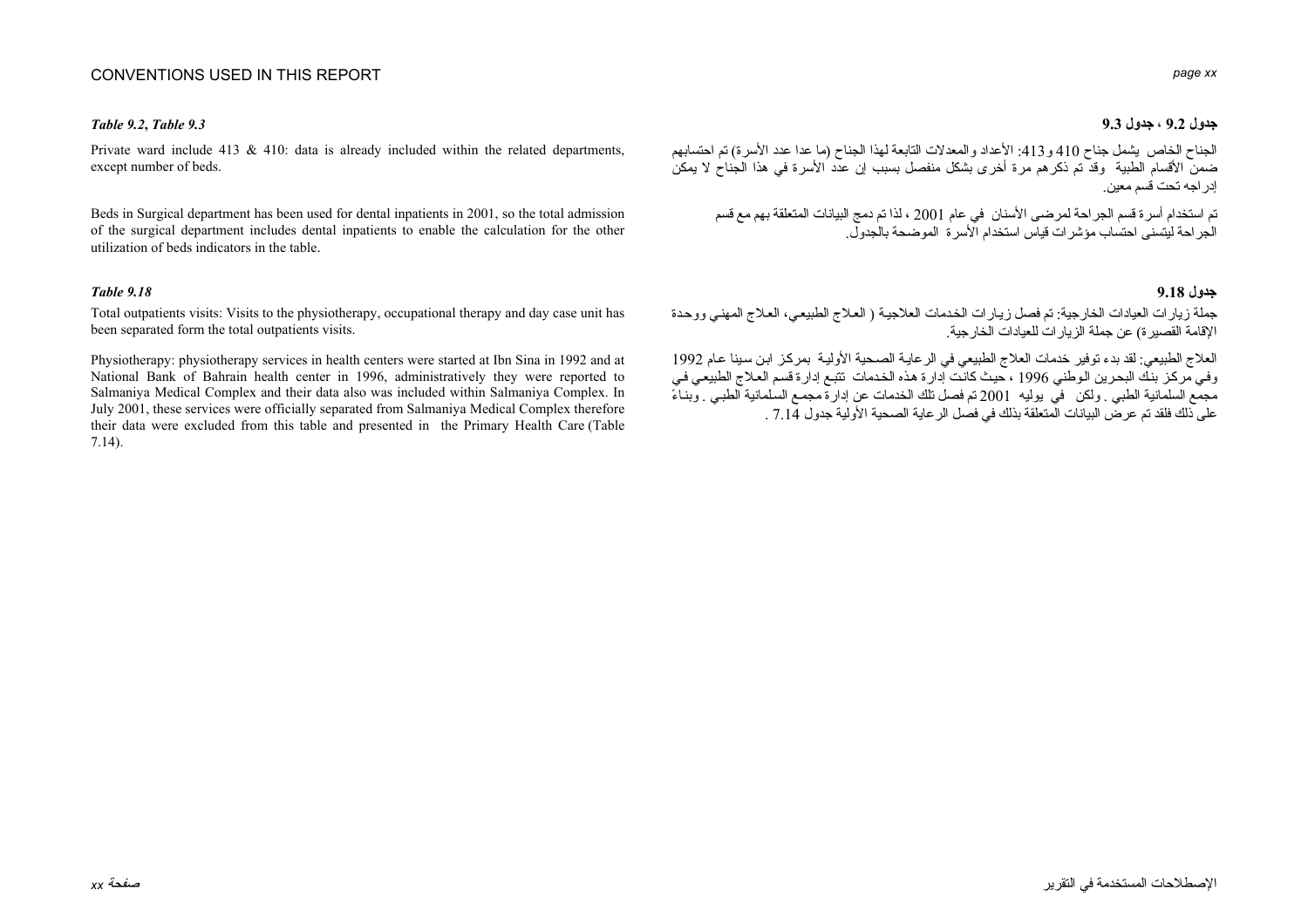### Table 9.2, Table 9.3

Private ward include 413 & 410: data is already included within the related departments, except number of beds.

Beds in Surgical department has been used for dental inpatients in 2001, so the total admission of the surgical department includes dental inpatients to enable the calculation for the other utilization of beds indicators in the table.

### جدول 9.2 ، جدول 9.3

الجناح الخاص يشمل جناح 410 و413: الأعداد والمعدلات التابعة لهذا الجناح (ما عدا عدد الأسرة) تم احتسابهم ضمن الأقسام الطبية وقد تم ذكرهم مرة أخرى بشكل منفصل بسبب إن عدد الأسرة في هذا الجناح لا يمكن إدراجه تحت قسم معين.

تم استخدام أسرة قسم الجراحة لمرضى الأسنان في عام 2001 ، لذا تم دمج البيانات المتعلقة بهم مع قسم الجراحة ليتسنى احتساب مؤشرات قياس استخدام الأسرة الموضحة بالجدول.

### Table 9.18

Total outpatients visits: Visits to the physiotherapy, occupational therapy and day case unit has been separated form the total outpatients visits.

Physiotherapy: physiotherapy services in health centers were started at Ibn Sina in 1992 and at National Bank of Bahrain health center in 1996, administratively they were reported to Salmaniya Medical Complex and their data also was included within Salmaniya Complex. In July 2001, these services were officially separated from Salmaniya Medical Complex therefore their data were excluded from this table and presented in the Primary Health Care (Table 7.14).

### جدول 9.18

جملة زيارات العيادات الخارجية: تم فصل زيارات الخدمات العلاجية ( العلاج الطبيعي، العلاج المهني ووحدة الإقامة القصيرة) عن جملة الزيارات للعيادات الخارجية.

العلاج الطبيعي: لقد بدء توفير خدمات العلاج الطبيعي في الرعاية الصحية الأولية بمركز ابن سينا عام 1992 وفي مركز بنك البحرين الوطني 1996 ، حيث كانت إدارة هذه الخدمات تتبع إدارة قسم العلاج الطبيعي في مجمع السلمانية الطبي . ولكن في يوليه 2001 تم فصل تلك الخدمات عن إدارة مجمع السلمانية الطبي . وبناءً على ذلك فلقد تم عرض البيانات المتعلقة بذلك في فصل الرعاية الصحية الأولية جدول 7.14 .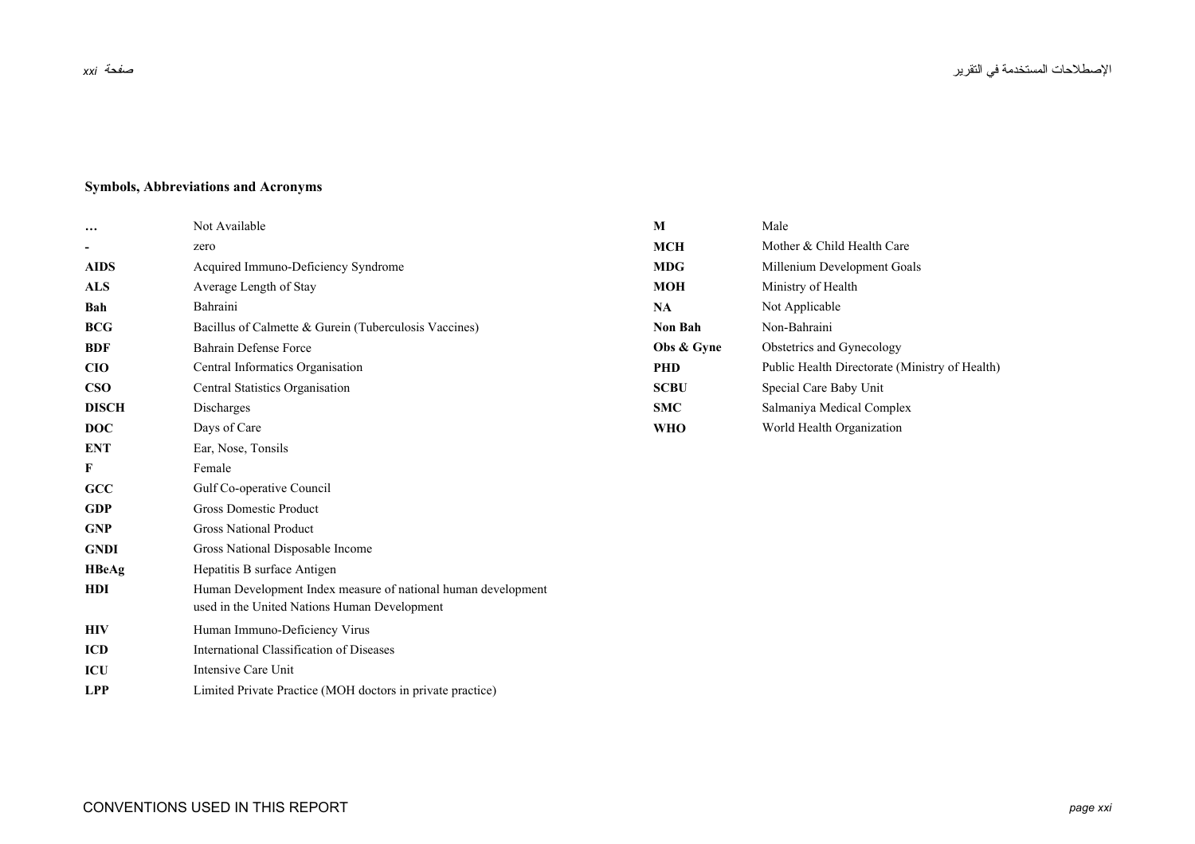**Symbols, Abbreviations and Acronyms**

| | |
|---|---|
| **…** | Not Available |
| **-** | zero |
| **AIDS** | Acquired Immuno-Deficiency Syndrome |
| **ALS** | Average Length of Stay |
| **Bah** | Bahraini |
| **BCG** | Bacillus of Calmette & Gurein (Tuberculosis Vaccines) |
| **BDF** | Bahrain Defense Force |
| **CIO** | Central Informatics Organisation |
| **CSO** | Central Statistics Organisation |
| **DISCH** | Discharges |
| **DOC** | Days of Care |
| **ENT** | Ear, Nose, Tonsils |
| **F** | Female |
| **GCC** | Gulf Co-operative Council |
| **GDP** | Gross Domestic Product |
| **GNP** | Gross National Product |
| **GNDI** | Gross National Disposable Income |
| **HBeAg** | Hepatitis B surface Antigen |
| **HDI** | Human Development Index measure of national human development used in the United Nations Human Development |
| **HIV** | Human Immuno-Deficiency Virus |
| **ICD** | International Classification of Diseases |
| **ICU** | Intensive Care Unit |
| **LPP** | Limited Private Practice (MOH doctors in private practice) |
| **M** | Male |
| **MCH** | Mother & Child Health Care |
| **MDG** | Millenium Development Goals |
| **MOH** | Ministry of Health |
| **NA** | Not Applicable |
| **Non Bah** | Non-Bahraini |
| **Obs & Gyne** | Obstetrics and Gynecology |
| **PHD** | Public Health Directorate (Ministry of Health) |
| **SCBU** | Special Care Baby Unit |
| **SMC** | Salmaniya Medical Complex |
| **WHO** | World Health Organization |